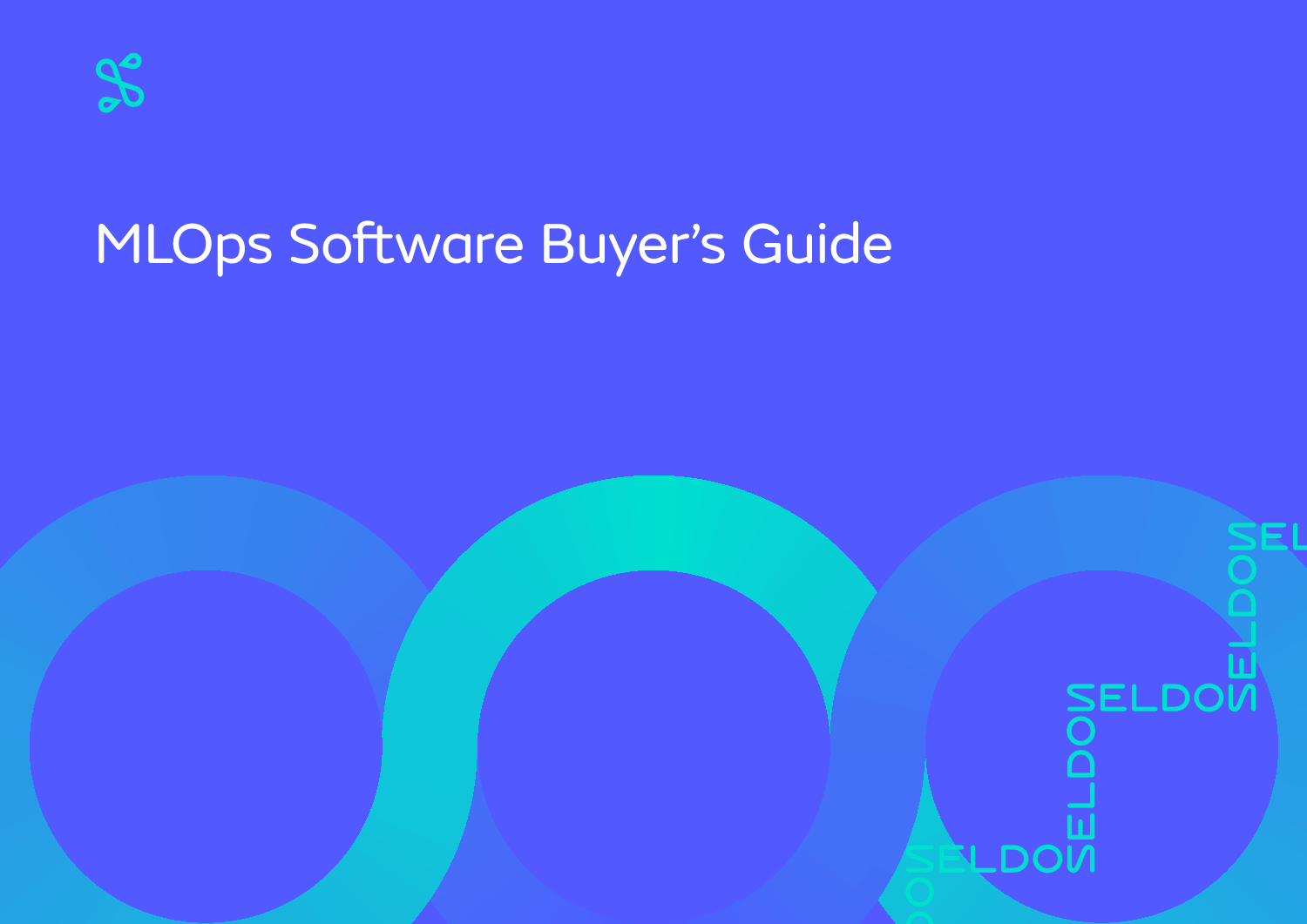# MLOps Software Buyer's Guide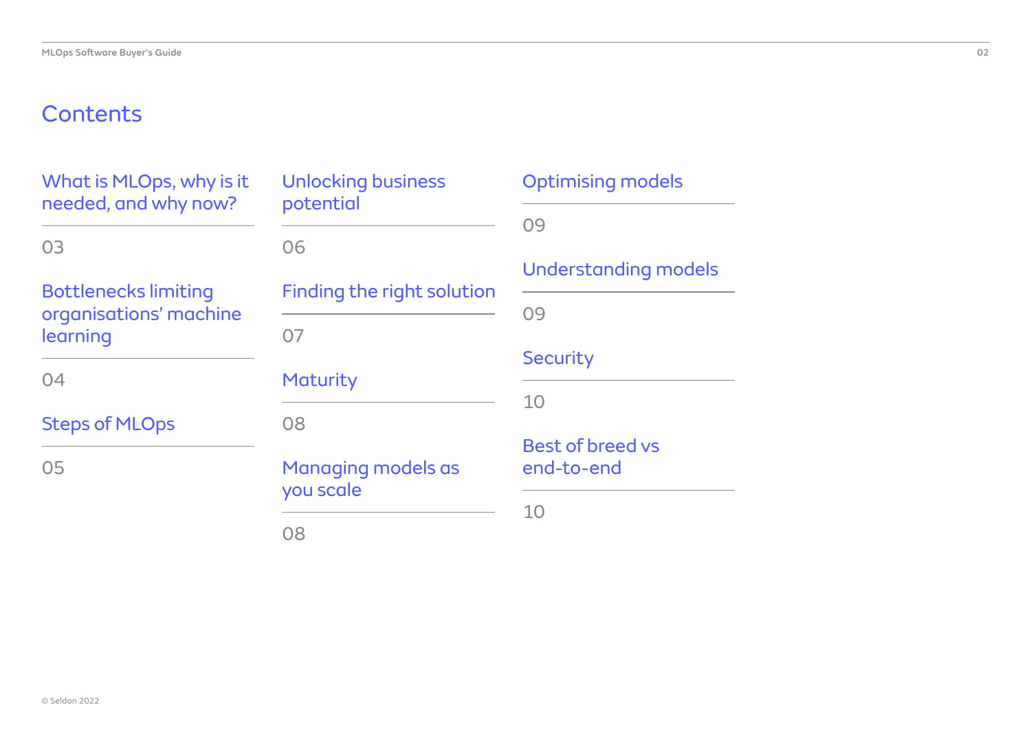# Contents

- What is MLOps, why is it needed, and why now? — 03
- Bottlenecks limiting organisations' machine learning — 04
- Steps of MLOps — 05
- Unlocking business potential — 06
- Finding the right solution — 07
- Maturity — 08
- Managing models as you scale — 08
- Optimising models — 09
- Understanding models — 09
- Security — 10
- Best of breed vs end-to-end — 10

© Seldon 2022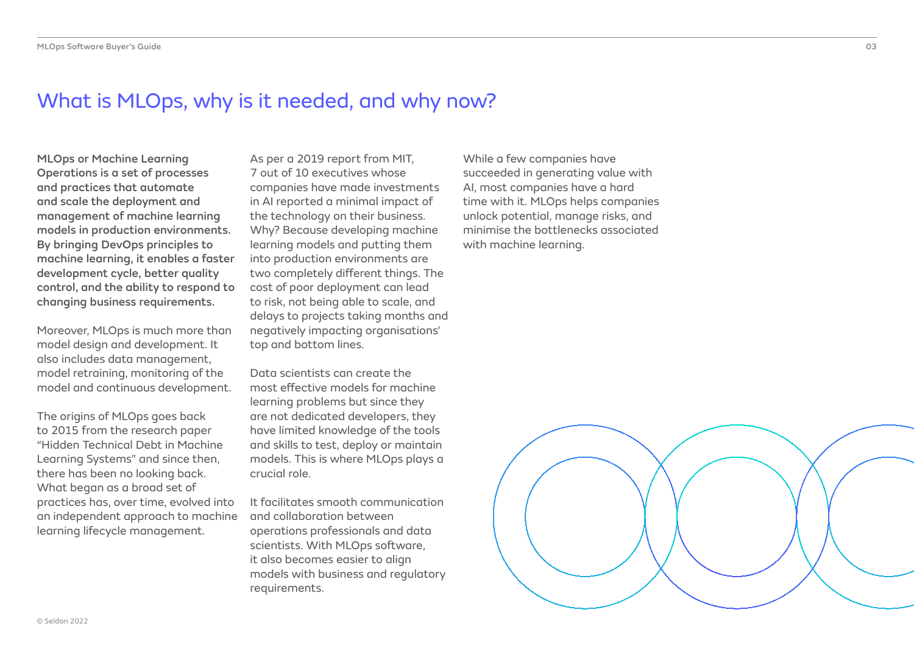# What is MLOps, why is it needed, and why now?

**MLOps or Machine Learning Operations is a set of processes and practices that automate and scale the deployment and management of machine learning models in production environments. By bringing DevOps principles to machine learning, it enables a faster development cycle, better quality control, and the ability to respond to changing business requirements.**

Moreover, MLOps is much more than model design and development. It also includes data management, model retraining, monitoring of the model and continuous development.

The origins of MLOps goes back to 2015 from the research paper "Hidden Technical Debt in Machine Learning Systems" and since then, there has been no looking back. What began as a broad set of practices has, over time, evolved into an independent approach to machine learning lifecycle management.

As per a 2019 report from MIT, 7 out of 10 executives whose companies have made investments in AI reported a minimal impact of the technology on their business. Why? Because developing machine learning models and putting them into production environments are two completely different things. The cost of poor deployment can lead to risk, not being able to scale, and delays to projects taking months and negatively impacting organisations' top and bottom lines.

Data scientists can create the most effective models for machine learning problems but since they are not dedicated developers, they have limited knowledge of the tools and skills to test, deploy or maintain models. This is where MLOps plays a crucial role.

It facilitates smooth communication and collaboration between operations professionals and data scientists. With MLOps software, it also becomes easier to align models with business and regulatory requirements.

While a few companies have succeeded in generating value with AI, most companies have a hard time with it. MLOps helps companies unlock potential, manage risks, and minimise the bottlenecks associated with machine learning.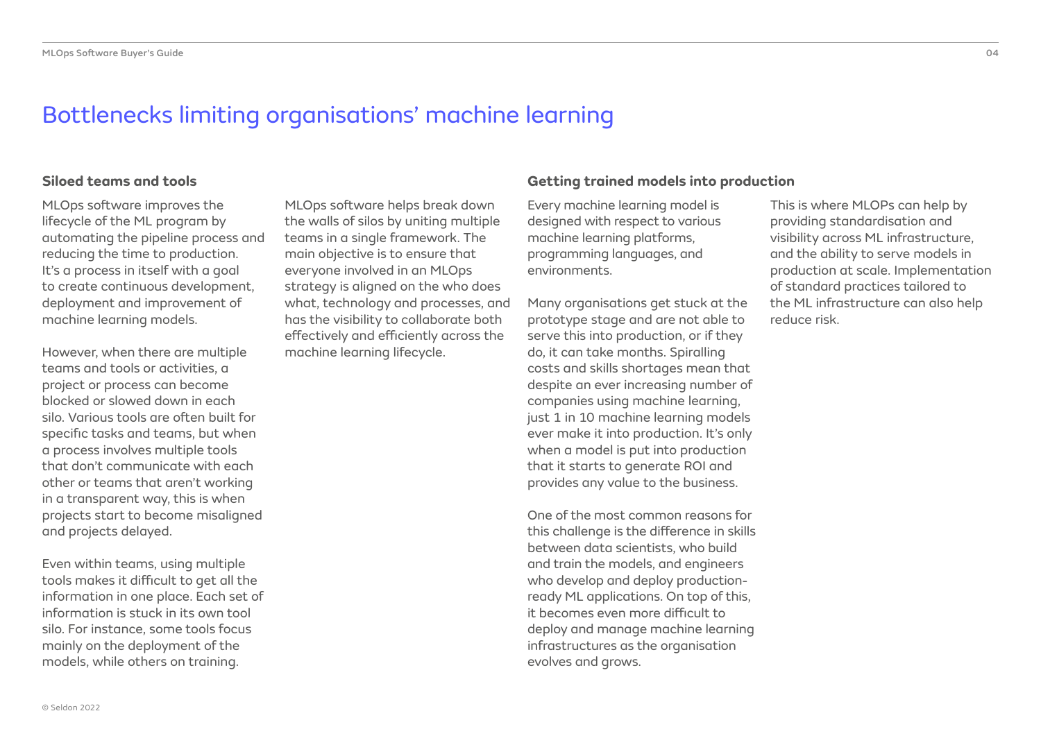# Bottlenecks limiting organisations' machine learning

### Siloed teams and tools

MLOps software improves the lifecycle of the ML program by automating the pipeline process and reducing the time to production. It's a process in itself with a goal to create continuous development, deployment and improvement of machine learning models.

However, when there are multiple teams and tools or activities, a project or process can become blocked or slowed down in each silo. Various tools are often built for specific tasks and teams, but when a process involves multiple tools that don't communicate with each other or teams that aren't working in a transparent way, this is when projects start to become misaligned and projects delayed.

Even within teams, using multiple tools makes it difficult to get all the information in one place. Each set of information is stuck in its own tool silo. For instance, some tools focus mainly on the deployment of the models, while others on training.

MLOps software helps break down the walls of silos by uniting multiple teams in a single framework. The main objective is to ensure that everyone involved in an MLOps strategy is aligned on the who does what, technology and processes, and has the visibility to collaborate both effectively and efficiently across the machine learning lifecycle.

### Getting trained models into production

Every machine learning model is designed with respect to various machine learning platforms, programming languages, and environments.

Many organisations get stuck at the prototype stage and are not able to serve this into production, or if they do, it can take months. Spiralling costs and skills shortages mean that despite an ever increasing number of companies using machine learning, just 1 in 10 machine learning models ever make it into production. It's only when a model is put into production that it starts to generate ROI and provides any value to the business.

One of the most common reasons for this challenge is the difference in skills between data scientists, who build and train the models, and engineers who develop and deploy production-ready ML applications. On top of this, it becomes even more difficult to deploy and manage machine learning infrastructures as the organisation evolves and grows.

This is where MLOPs can help by providing standardisation and visibility across ML infrastructure, and the ability to serve models in production at scale. Implementation of standard practices tailored to the ML infrastructure can also help reduce risk.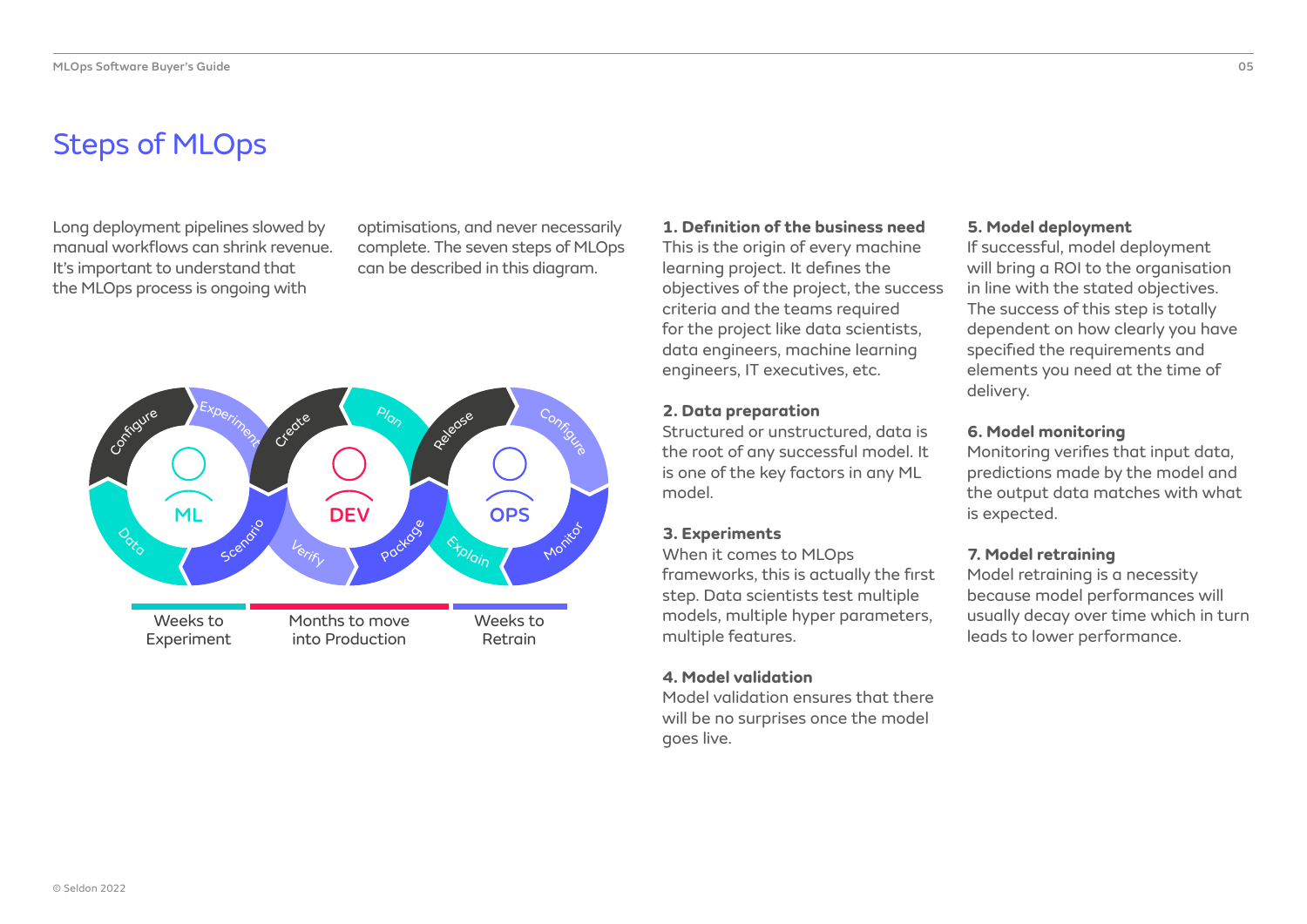# Steps of MLOps

Long deployment pipelines slowed by manual workflows can shrink revenue. It's important to understand that the MLOps process is ongoing with optimisations, and never necessarily complete. The seven steps of MLOps can be described in this diagram.

Configure, Experiment, Create, Plan, Release, Configure, Data, Scenario, Verify, Package, Explain, Monitor

ML — DEV — OPS

Weeks to Experiment — Months to move into Production — Weeks to Retrain

**1. Definition of the business need**
This is the origin of every machine learning project. It defines the objectives of the project, the success criteria and the teams required for the project like data scientists, data engineers, machine learning engineers, IT executives, etc.

**2. Data preparation**
Structured or unstructured, data is the root of any successful model. It is one of the key factors in any ML model.

**3. Experiments**
When it comes to MLOps frameworks, this is actually the first step. Data scientists test multiple models, multiple hyper parameters, multiple features.

**4. Model validation**
Model validation ensures that there will be no surprises once the model goes live.

**5. Model deployment**
If successful, model deployment will bring a ROI to the organisation in line with the stated objectives. The success of this step is totally dependent on how clearly you have specified the requirements and elements you need at the time of delivery.

**6. Model monitoring**
Monitoring verifies that input data, predictions made by the model and the output data matches with what is expected.

**7. Model retraining**
Model retraining is a necessity because model performances will usually decay over time which in turn leads to lower performance.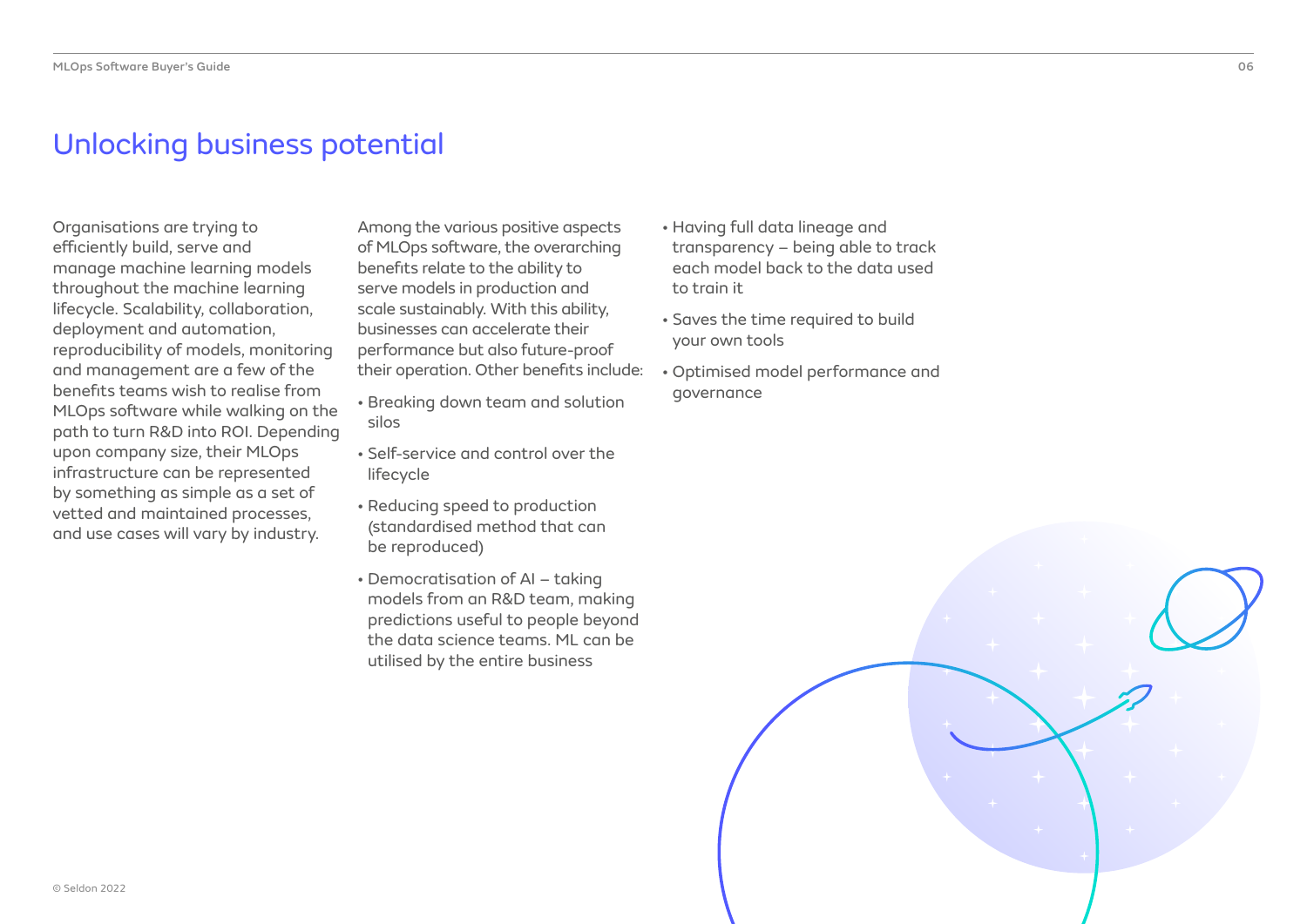# Unlocking business potential

Organisations are trying to efficiently build, serve and manage machine learning models throughout the machine learning lifecycle. Scalability, collaboration, deployment and automation, reproducibility of models, monitoring and management are a few of the benefits teams wish to realise from MLOps software while walking on the path to turn R&D into ROI. Depending upon company size, their MLOps infrastructure can be represented by something as simple as a set of vetted and maintained processes, and use cases will vary by industry.

Among the various positive aspects of MLOps software, the overarching benefits relate to the ability to serve models in production and scale sustainably. With this ability, businesses can accelerate their performance but also future-proof their operation. Other benefits include:

- Breaking down team and solution silos
- Self-service and control over the lifecycle
- Reducing speed to production (standardised method that can be reproduced)
- Democratisation of AI – taking models from an R&D team, making predictions useful to people beyond the data science teams. ML can be utilised by the entire business
- Having full data lineage and transparency – being able to track each model back to the data used to train it
- Saves the time required to build your own tools
- Optimised model performance and governance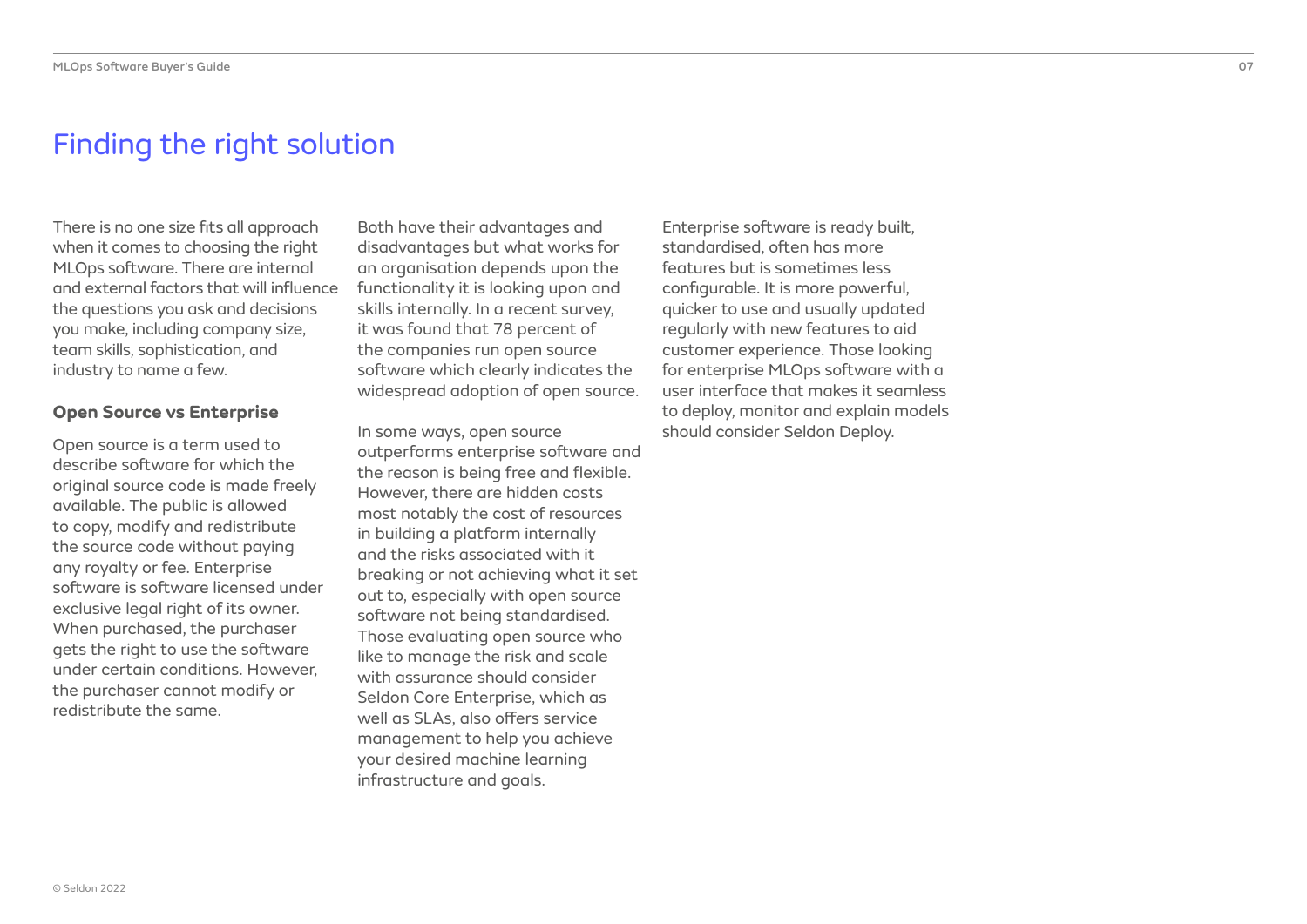# Finding the right solution

There is no one size fits all approach when it comes to choosing the right MLOps software. There are internal and external factors that will influence the questions you ask and decisions you make, including company size, team skills, sophistication, and industry to name a few.

## Open Source vs Enterprise

Open source is a term used to describe software for which the original source code is made freely available. The public is allowed to copy, modify and redistribute the source code without paying any royalty or fee. Enterprise software is software licensed under exclusive legal right of its owner. When purchased, the purchaser gets the right to use the software under certain conditions. However, the purchaser cannot modify or redistribute the same.

Both have their advantages and disadvantages but what works for an organisation depends upon the functionality it is looking upon and skills internally. In a recent survey, it was found that 78 percent of the companies run open source software which clearly indicates the widespread adoption of open source.

In some ways, open source outperforms enterprise software and the reason is being free and flexible. However, there are hidden costs most notably the cost of resources in building a platform internally and the risks associated with it breaking or not achieving what it set out to, especially with open source software not being standardised. Those evaluating open source who like to manage the risk and scale with assurance should consider Seldon Core Enterprise, which as well as SLAs, also offers service management to help you achieve your desired machine learning infrastructure and goals.

Enterprise software is ready built, standardised, often has more features but is sometimes less configurable. It is more powerful, quicker to use and usually updated regularly with new features to aid customer experience. Those looking for enterprise MLOps software with a user interface that makes it seamless to deploy, monitor and explain models should consider Seldon Deploy.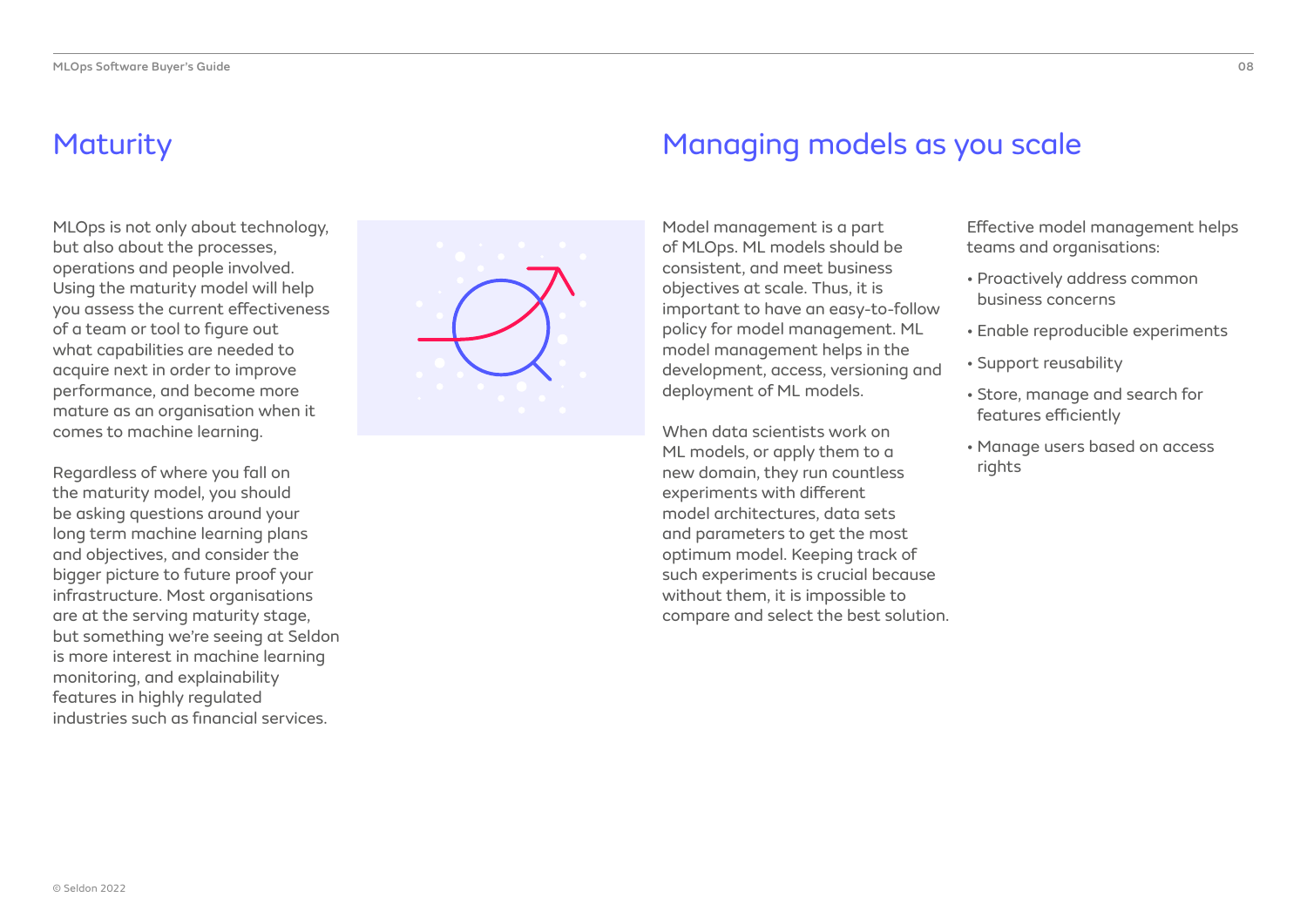## Maturity

MLOps is not only about technology, but also about the processes, operations and people involved. Using the maturity model will help you assess the current effectiveness of a team or tool to figure out what capabilities are needed to acquire next in order to improve performance, and become more mature as an organisation when it comes to machine learning.

Regardless of where you fall on the maturity model, you should be asking questions around your long term machine learning plans and objectives, and consider the bigger picture to future proof your infrastructure. Most organisations are at the serving maturity stage, but something we're seeing at Seldon is more interest in machine learning monitoring, and explainability features in highly regulated industries such as financial services.

## Managing models as you scale

Model management is a part of MLOps. ML models should be consistent, and meet business objectives at scale. Thus, it is important to have an easy-to-follow policy for model management. ML model management helps in the development, access, versioning and deployment of ML models.

When data scientists work on ML models, or apply them to a new domain, they run countless experiments with different model architectures, data sets and parameters to get the most optimum model. Keeping track of such experiments is crucial because without them, it is impossible to compare and select the best solution.

Effective model management helps teams and organisations:

- Proactively address common business concerns
- Enable reproducible experiments
- Support reusability
- Store, manage and search for features efficiently
- Manage users based on access rights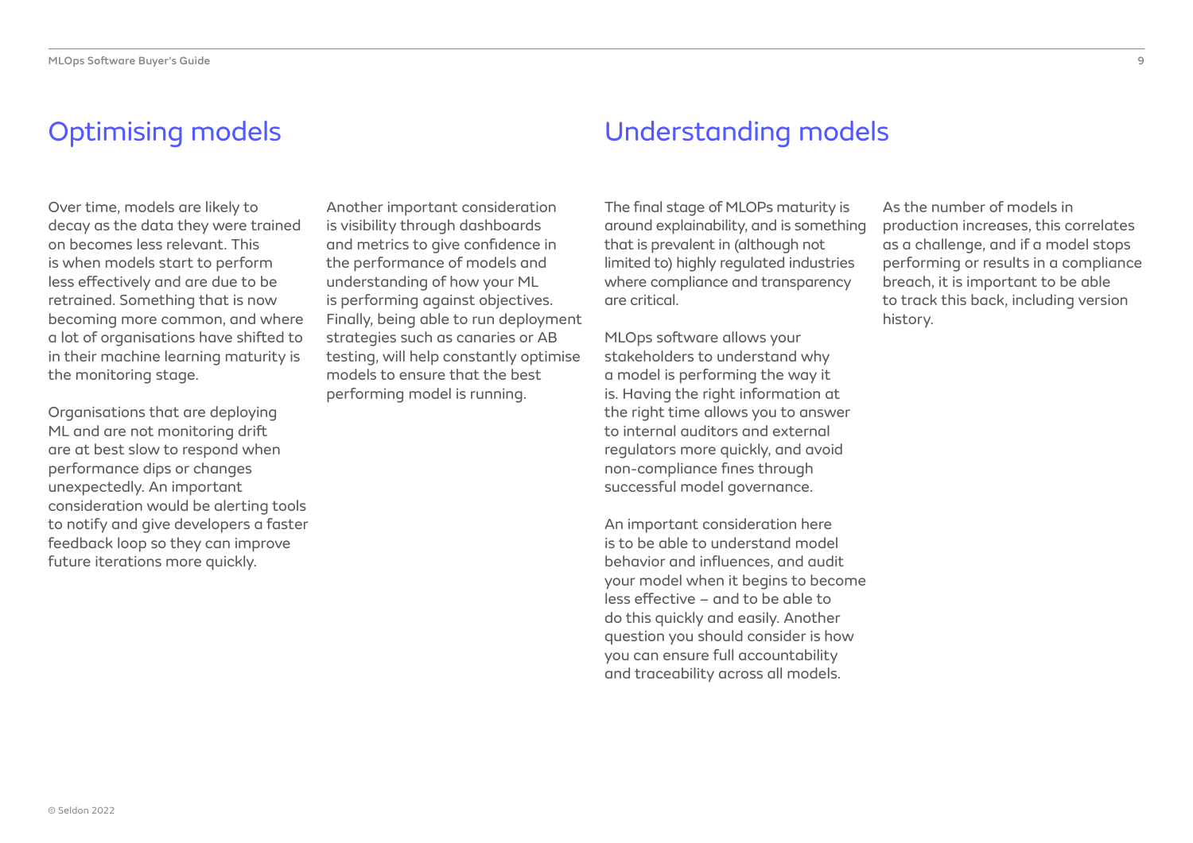## Optimising models

Over time, models are likely to decay as the data they were trained on becomes less relevant. This is when models start to perform less effectively and are due to be retrained. Something that is now becoming more common, and where a lot of organisations have shifted to in their machine learning maturity is the monitoring stage.

Organisations that are deploying ML and are not monitoring drift are at best slow to respond when performance dips or changes unexpectedly. An important consideration would be alerting tools to notify and give developers a faster feedback loop so they can improve future iterations more quickly.

Another important consideration is visibility through dashboards and metrics to give confidence in the performance of models and understanding of how your ML is performing against objectives. Finally, being able to run deployment strategies such as canaries or AB testing, will help constantly optimise models to ensure that the best performing model is running.

## Understanding models

The final stage of MLOPs maturity is around explainability, and is something that is prevalent in (although not limited to) highly regulated industries where compliance and transparency are critical.

MLOps software allows your stakeholders to understand why a model is performing the way it is. Having the right information at the right time allows you to answer to internal auditors and external regulators more quickly, and avoid non-compliance fines through successful model governance.

An important consideration here is to be able to understand model behavior and influences, and audit your model when it begins to become less effective – and to be able to do this quickly and easily. Another question you should consider is how you can ensure full accountability and traceability across all models.

As the number of models in production increases, this correlates as a challenge, and if a model stops performing or results in a compliance breach, it is important to be able to track this back, including version history.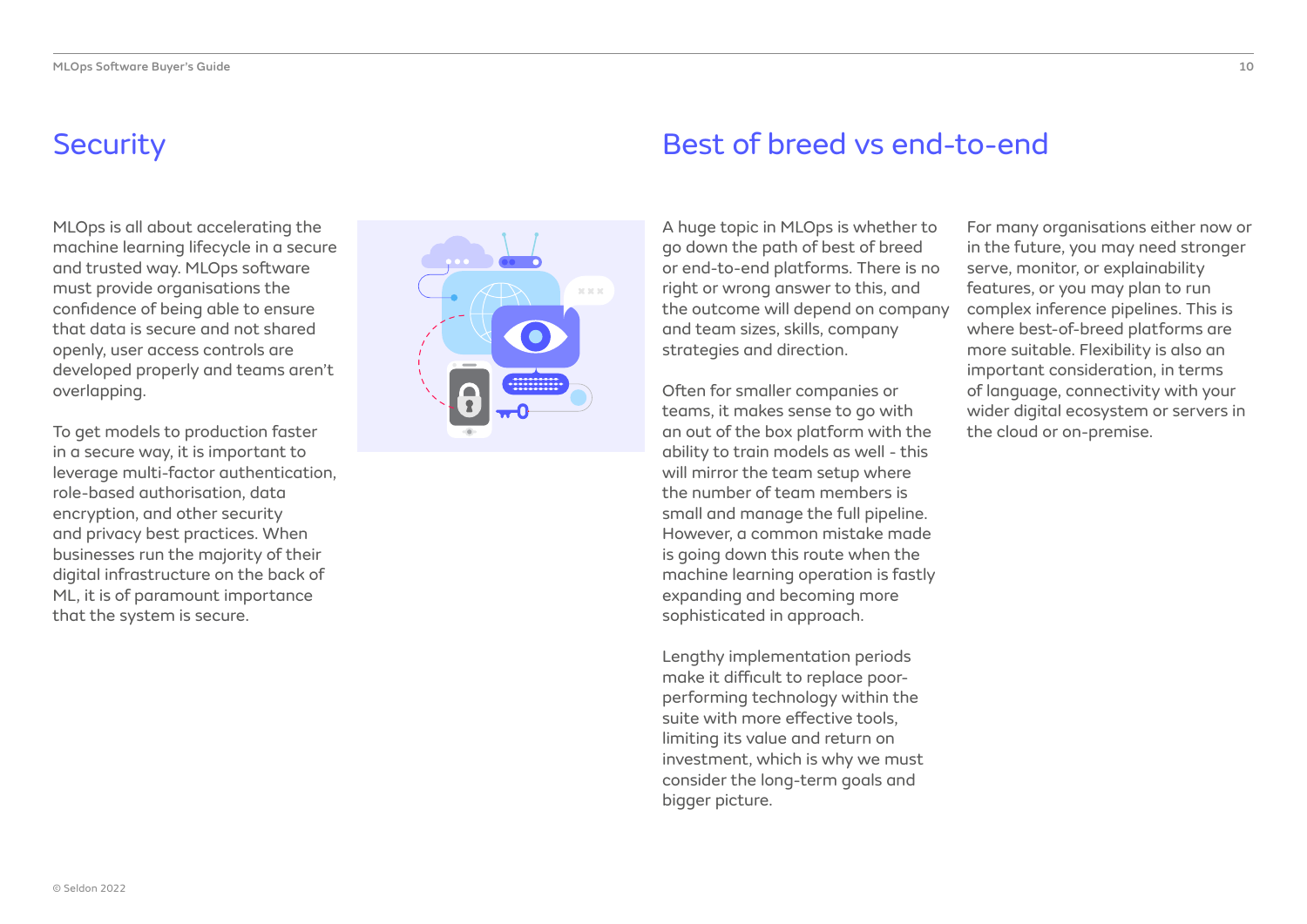## Security

MLOps is all about accelerating the machine learning lifecycle in a secure and trusted way. MLOps software must provide organisations the confidence of being able to ensure that data is secure and not shared openly, user access controls are developed properly and teams aren't overlapping.

To get models to production faster in a secure way, it is important to leverage multi-factor authentication, role-based authorisation, data encryption, and other security and privacy best practices. When businesses run the majority of their digital infrastructure on the back of ML, it is of paramount importance that the system is secure.

## Best of breed vs end-to-end

A huge topic in MLOps is whether to go down the path of best of breed or end-to-end platforms. There is no right or wrong answer to this, and the outcome will depend on company and team sizes, skills, company strategies and direction.

Often for smaller companies or teams, it makes sense to go with an out of the box platform with the ability to train models as well - this will mirror the team setup where the number of team members is small and manage the full pipeline. However, a common mistake made is going down this route when the machine learning operation is fastly expanding and becoming more sophisticated in approach.

Lengthy implementation periods make it difficult to replace poor-performing technology within the suite with more effective tools, limiting its value and return on investment, which is why we must consider the long-term goals and bigger picture.

For many organisations either now or in the future, you may need stronger serve, monitor, or explainability features, or you may plan to run complex inference pipelines. This is where best-of-breed platforms are more suitable. Flexibility is also an important consideration, in terms of language, connectivity with your wider digital ecosystem or servers in the cloud or on-premise.

© Seldon 2022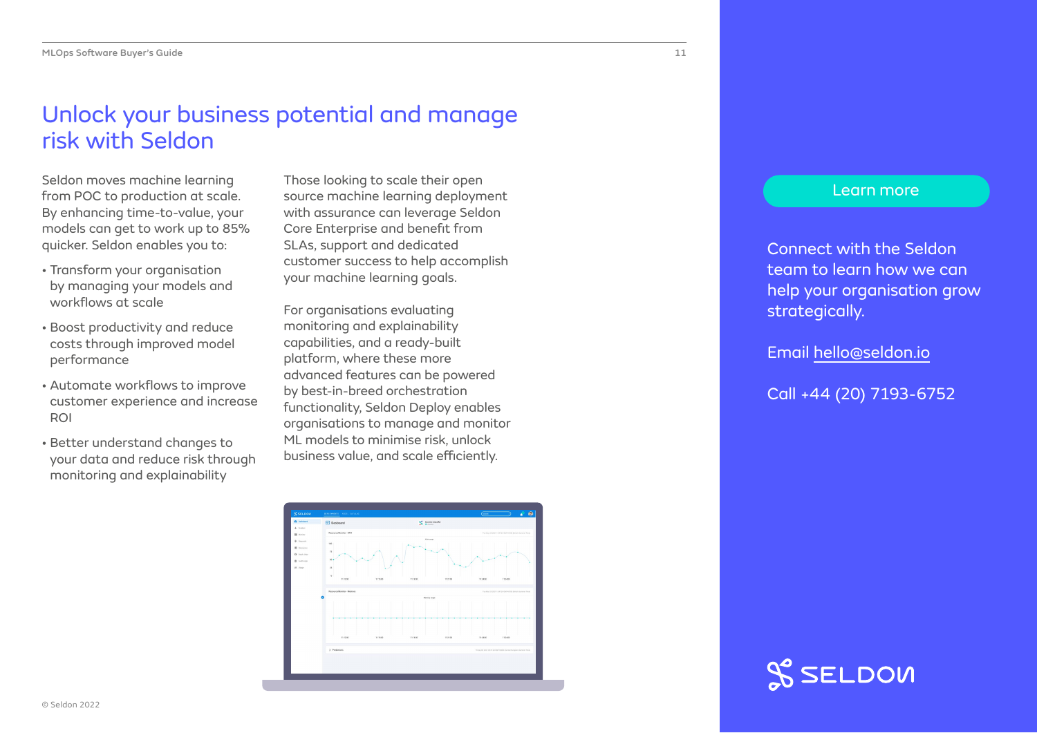# Unlock your business potential and manage risk with Seldon

Seldon moves machine learning from POC to production at scale. By enhancing time-to-value, your models can get to work up to 85% quicker. Seldon enables you to:

- Transform your organisation by managing your models and workflows at scale
- Boost productivity and reduce costs through improved model performance
- Automate workflows to improve customer experience and increase ROI
- Better understand changes to your data and reduce risk through monitoring and explainability

Those looking to scale their open source machine learning deployment with assurance can leverage Seldon Core Enterprise and benefit from SLAs, support and dedicated customer success to help accomplish your machine learning goals.

For organisations evaluating monitoring and explainability capabilities, and a ready-built platform, where these more advanced features can be powered by best-in-breed orchestration functionality, Seldon Deploy enables organisations to manage and monitor ML models to minimise risk, unlock business value, and scale efficiently.

Learn more

Connect with the Seldon team to learn how we can help your organisation grow strategically.

Email hello@seldon.io

Call +44 (20) 7193-6752

SELDON

© Seldon 2022